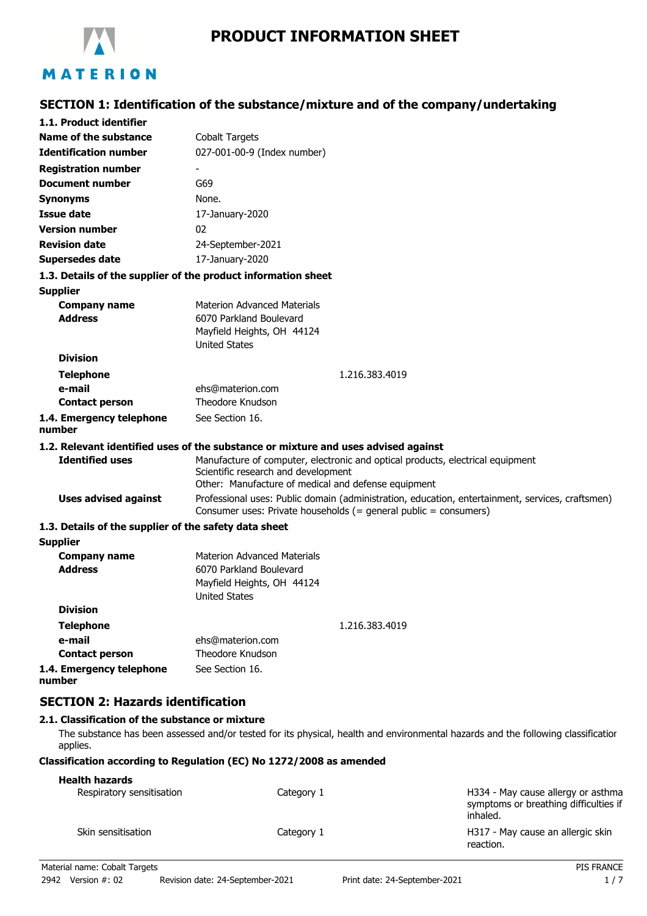# PRODUCT INFORMATION SHEET

## SECTION 1: Identification of the substance/mixture and of the company/undertaking

### 1.1. Product identifier

| | |
|---|---|
| **Name of the substance** | Cobalt Targets |
| **Identification number** | 027-001-00-9 (Index number) |
| **Registration number** | - |
| **Document number** | G69 |
| **Synonyms** | None. |
| **Issue date** | 17-January-2020 |
| **Version number** | 02 |
| **Revision date** | 24-September-2021 |
| **Supersedes date** | 17-January-2020 |

### 1.3. Details of the supplier of the product information sheet

**Supplier**

| | |
|---|---|
| **Company name** | Materion Advanced Materials |
| **Address** | 6070 Parkland Boulevard<br>Mayfield Heights, OH 44124<br>United States |
| **Division** | |
| **Telephone** | 1.216.383.4019 |
| **e-mail** | ehs@materion.com |
| **Contact person** | Theodore Knudson |

**1.4. Emergency telephone number** See Section 16.

### 1.2. Relevant identified uses of the substance or mixture and uses advised against

**Identified uses**
Manufacture of computer, electronic and optical products, electrical equipment
Scientific research and development
Other: Manufacture of medical and defense equipment

**Uses advised against**
Professional uses: Public domain (administration, education, entertainment, services, craftsmen)
Consumer uses: Private households (= general public = consumers)

### 1.3. Details of the supplier of the safety data sheet

**Supplier**

| | |
|---|---|
| **Company name** | Materion Advanced Materials |
| **Address** | 6070 Parkland Boulevard<br>Mayfield Heights, OH 44124<br>United States |
| **Division** | |
| **Telephone** | 1.216.383.4019 |
| **e-mail** | ehs@materion.com |
| **Contact person** | Theodore Knudson |

**1.4. Emergency telephone number** See Section 16.

## SECTION 2: Hazards identification

### 2.1. Classification of the substance or mixture

The substance has been assessed and/or tested for its physical, health and environmental hazards and the following classification applies.

**Classification according to Regulation (EC) No 1272/2008 as amended**

**Health hazards**

| | | |
|---|---|---|
| Respiratory sensitisation | Category 1 | H334 - May cause allergy or asthma symptoms or breathing difficulties if inhaled. |
| Skin sensitisation | Category 1 | H317 - May cause an allergic skin reaction. |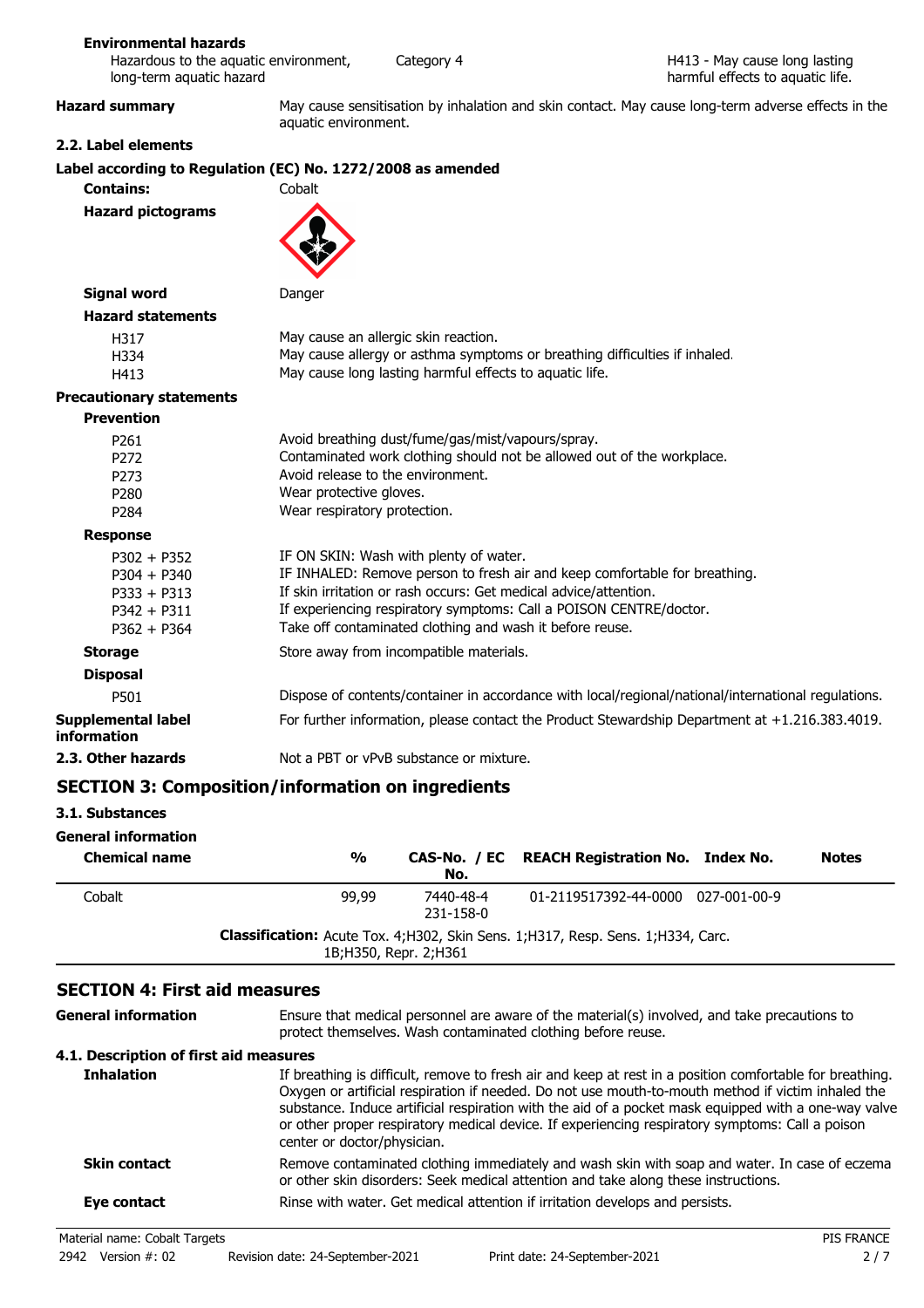**Environmental hazards**

| | | |
|---|---|---|
| Hazardous to the aquatic environment, long-term aquatic hazard | Category 4 | H413 - May cause long lasting harmful effects to aquatic life. |

**Hazard summary** May cause sensitisation by inhalation and skin contact. May cause long-term adverse effects in the aquatic environment.

### 2.2. Label elements

**Label according to Regulation (EC) No. 1272/2008 as amended**

**Contains:** Cobalt

**Hazard pictograms**

**Signal word** Danger

**Hazard statements**

| | |
|---|---|
| H317 | May cause an allergic skin reaction. |
| H334 | May cause allergy or asthma symptoms or breathing difficulties if inhaled. |
| H413 | May cause long lasting harmful effects to aquatic life. |

**Precautionary statements**

**Prevention**

| | |
|---|---|
| P261 | Avoid breathing dust/fume/gas/mist/vapours/spray. |
| P272 | Contaminated work clothing should not be allowed out of the workplace. |
| P273 | Avoid release to the environment. |
| P280 | Wear protective gloves. |
| P284 | Wear respiratory protection. |

**Response**

| | |
|---|---|
| P302 + P352 | IF ON SKIN: Wash with plenty of water. |
| P304 + P340 | IF INHALED: Remove person to fresh air and keep comfortable for breathing. |
| P333 + P313 | If skin irritation or rash occurs: Get medical advice/attention. |
| P342 + P311 | If experiencing respiratory symptoms: Call a POISON CENTRE/doctor. |
| P362 + P364 | Take off contaminated clothing and wash it before reuse. |

**Storage** Store away from incompatible materials.

**Disposal**

| | |
|---|---|
| P501 | Dispose of contents/container in accordance with local/regional/national/international regulations. |

**Supplemental label information** For further information, please contact the Product Stewardship Department at +1.216.383.4019.

### 2.3. Other hazards

Not a PBT or vPvB substance or mixture.

## SECTION 3: Composition/information on ingredients

### 3.1. Substances

**General information**

| Chemical name | % | CAS-No. / EC No. | REACH Registration No. | Index No. | Notes |
|---|---|---|---|---|---|
| Cobalt | 99,99 | 7440-48-4 231-158-0 | 01-2119517392-44-0000 | 027-001-00-9 | |
| **Classification:** Acute Tox. 4;H302, Skin Sens. 1;H317, Resp. Sens. 1;H334, Carc. 1B;H350, Repr. 2;H361 | | | | | |

## SECTION 4: First aid measures

**General information** Ensure that medical personnel are aware of the material(s) involved, and take precautions to protect themselves. Wash contaminated clothing before reuse.

### 4.1. Description of first aid measures

**Inhalation** If breathing is difficult, remove to fresh air and keep at rest in a position comfortable for breathing. Oxygen or artificial respiration if needed. Do not use mouth-to-mouth method if victim inhaled the substance. Induce artificial respiration with the aid of a pocket mask equipped with a one-way valve or other proper respiratory medical device. If experiencing respiratory symptoms: Call a poison center or doctor/physician.

**Skin contact** Remove contaminated clothing immediately and wash skin with soap and water. In case of eczema or other skin disorders: Seek medical attention and take along these instructions.

**Eye contact** Rinse with water. Get medical attention if irritation develops and persists.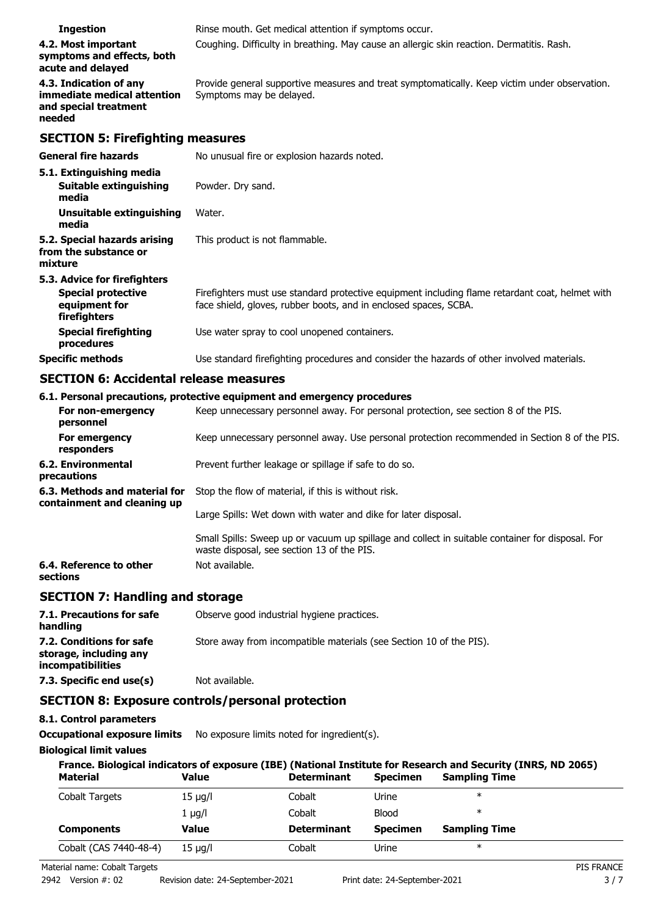| | |
|---|---|
| **Ingestion** | Rinse mouth. Get medical attention if symptoms occur. |
| **4.2. Most important symptoms and effects, both acute and delayed** | Coughing. Difficulty in breathing. May cause an allergic skin reaction. Dermatitis. Rash. |
| **4.3. Indication of any immediate medical attention and special treatment needed** | Provide general supportive measures and treat symptomatically. Keep victim under observation. Symptoms may be delayed. |

## SECTION 5: Firefighting measures

| | |
|---|---|
| **General fire hazards** | No unusual fire or explosion hazards noted. |
| **5.1. Extinguishing media** | |
| **Suitable extinguishing media** | Powder. Dry sand. |
| **Unsuitable extinguishing media** | Water. |
| **5.2. Special hazards arising from the substance or mixture** | This product is not flammable. |
| **5.3. Advice for firefighters** | |
| **Special protective equipment for firefighters** | Firefighters must use standard protective equipment including flame retardant coat, helmet with face shield, gloves, rubber boots, and in enclosed spaces, SCBA. |
| **Special firefighting procedures** | Use water spray to cool unopened containers. |
| **Specific methods** | Use standard firefighting procedures and consider the hazards of other involved materials. |

## SECTION 6: Accidental release measures

**6.1. Personal precautions, protective equipment and emergency procedures**

| | |
|---|---|
| **For non-emergency personnel** | Keep unnecessary personnel away. For personal protection, see section 8 of the PIS. |
| **For emergency responders** | Keep unnecessary personnel away. Use personal protection recommended in Section 8 of the PIS. |
| **6.2. Environmental precautions** | Prevent further leakage or spillage if safe to do so. |
| **6.3. Methods and material for containment and cleaning up** | Stop the flow of material, if this is without risk.<br><br>Large Spills: Wet down with water and dike for later disposal.<br><br>Small Spills: Sweep up or vacuum up spillage and collect in suitable container for disposal. For waste disposal, see section 13 of the PIS. |
| **6.4. Reference to other sections** | Not available. |

## SECTION 7: Handling and storage

| | |
|---|---|
| **7.1. Precautions for safe handling** | Observe good industrial hygiene practices. |
| **7.2. Conditions for safe storage, including any incompatibilities** | Store away from incompatible materials (see Section 10 of the PIS). |
| **7.3. Specific end use(s)** | Not available. |

## SECTION 8: Exposure controls/personal protection

**8.1. Control parameters**

**Occupational exposure limits** No exposure limits noted for ingredient(s).

**Biological limit values**

**France. Biological indicators of exposure (IBE) (National Institute for Research and Security (INRS, ND 2065)**

| Material | Value | Determinant | Specimen | Sampling Time |
|---|---|---|---|---|
| Cobalt Targets | 15 µg/l | Cobalt | Urine | * |
| | 1 µg/l | Cobalt | Blood | * |
| **Components** | **Value** | **Determinant** | **Specimen** | **Sampling Time** |
| Cobalt (CAS 7440-48-4) | 15 µg/l | Cobalt | Urine | * |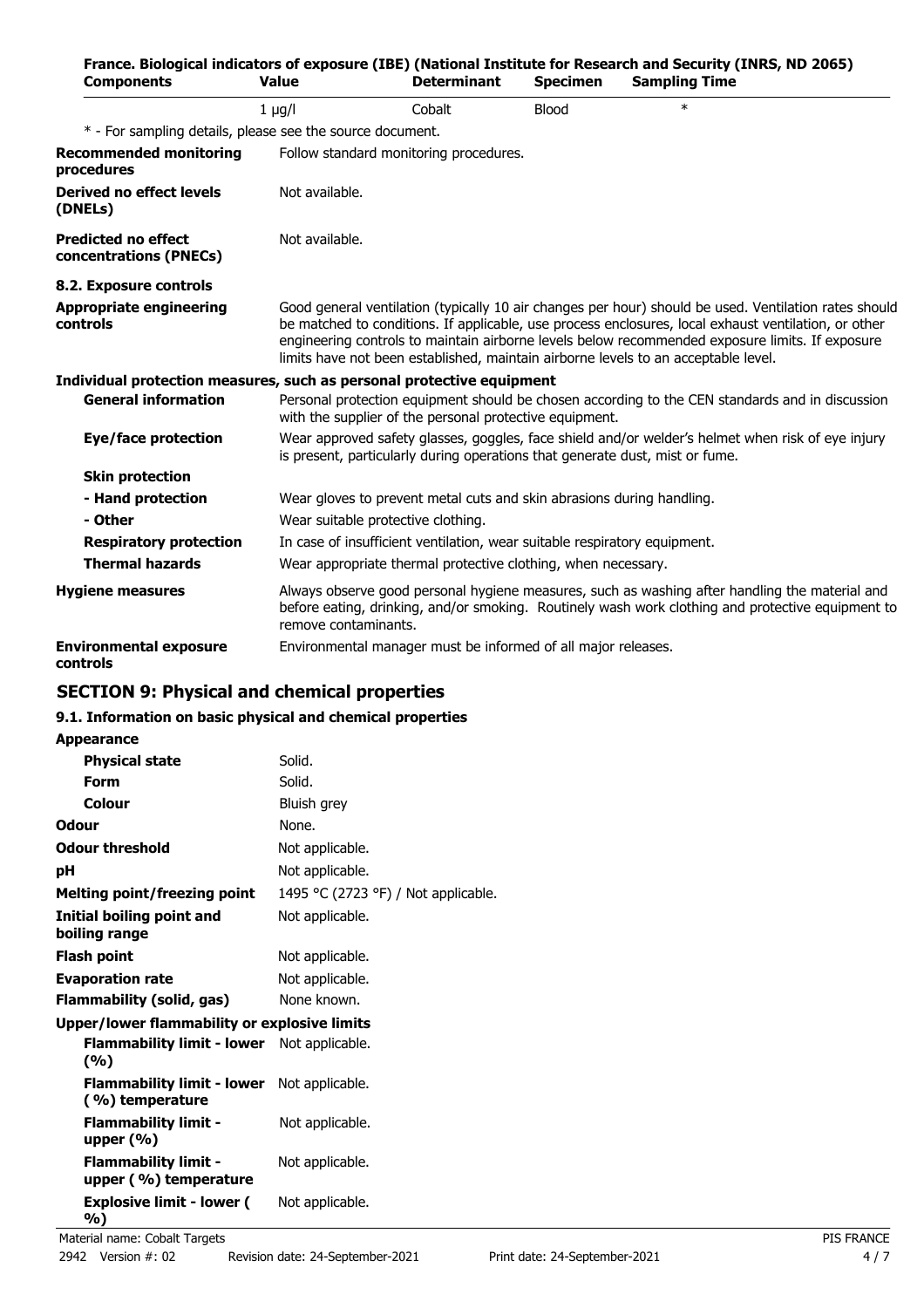**France. Biological indicators of exposure (IBE) (National Institute for Research and Security (INRS, ND 2065)**

| Components | Value | Determinant | Specimen | Sampling Time |
|---|---|---|---|---|
| | 1 µg/l | Cobalt | Blood | * |

\* - For sampling details, please see the source document.

| | |
|---|---|
| **Recommended monitoring procedures** | Follow standard monitoring procedures. |
| **Derived no effect levels (DNELs)** | Not available. |
| **Predicted no effect concentrations (PNECs)** | Not available. |

**8.2. Exposure controls**

| | |
|---|---|
| **Appropriate engineering controls** | Good general ventilation (typically 10 air changes per hour) should be used. Ventilation rates should be matched to conditions. If applicable, use process enclosures, local exhaust ventilation, or other engineering controls to maintain airborne levels below recommended exposure limits. If exposure limits have not been established, maintain airborne levels to an acceptable level. |

**Individual protection measures, such as personal protective equipment**

| | |
|---|---|
| **General information** | Personal protection equipment should be chosen according to the CEN standards and in discussion with the supplier of the personal protective equipment. |
| **Eye/face protection** | Wear approved safety glasses, goggles, face shield and/or welder's helmet when risk of eye injury is present, particularly during operations that generate dust, mist or fume. |
| **Skin protection** | |
| **- Hand protection** | Wear gloves to prevent metal cuts and skin abrasions during handling. |
| **- Other** | Wear suitable protective clothing. |
| **Respiratory protection** | In case of insufficient ventilation, wear suitable respiratory equipment. |
| **Thermal hazards** | Wear appropriate thermal protective clothing, when necessary. |
| **Hygiene measures** | Always observe good personal hygiene measures, such as washing after handling the material and before eating, drinking, and/or smoking. Routinely wash work clothing and protective equipment to remove contaminants. |
| **Environmental exposure controls** | Environmental manager must be informed of all major releases. |

## SECTION 9: Physical and chemical properties

**9.1. Information on basic physical and chemical properties**

| | |
|---|---|
| **Appearance** | |
| **Physical state** | Solid. |
| **Form** | Solid. |
| **Colour** | Bluish grey |
| **Odour** | None. |
| **Odour threshold** | Not applicable. |
| **pH** | Not applicable. |
| **Melting point/freezing point** | 1495 °C (2723 °F) / Not applicable. |
| **Initial boiling point and boiling range** | Not applicable. |
| **Flash point** | Not applicable. |
| **Evaporation rate** | Not applicable. |
| **Flammability (solid, gas)** | None known. |
| **Upper/lower flammability or explosive limits** | |
| **Flammability limit - lower (%)** | Not applicable. |
| **Flammability limit - lower (%) temperature** | Not applicable. |
| **Flammability limit - upper (%)** | Not applicable. |
| **Flammability limit - upper (%) temperature** | Not applicable. |
| **Explosive limit - lower (%)** | Not applicable. |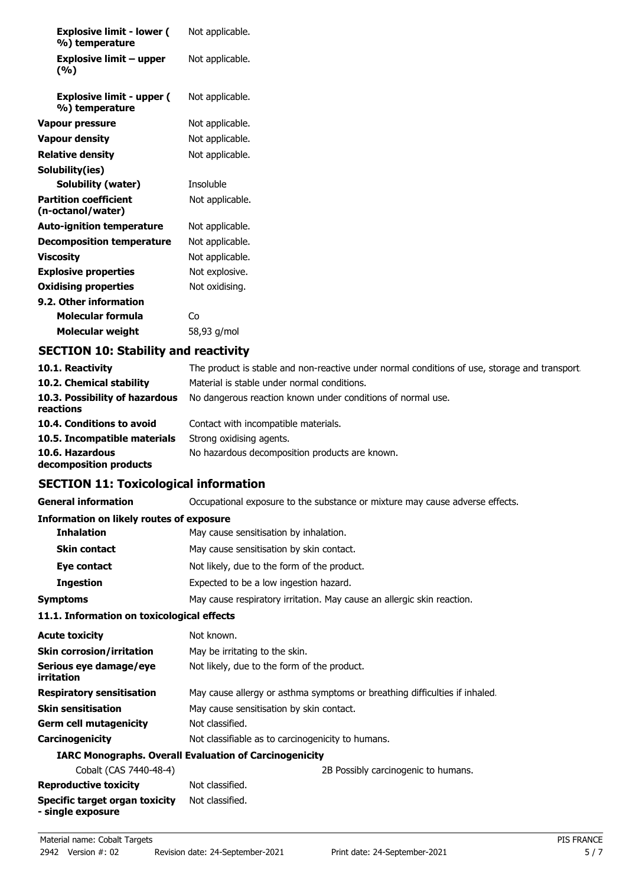| | |
|---|---|
| **Explosive limit - lower ( %) temperature** | Not applicable. |
| **Explosive limit – upper (%)** | Not applicable. |
| **Explosive limit - upper ( %) temperature** | Not applicable. |
| **Vapour pressure** | Not applicable. |
| **Vapour density** | Not applicable. |
| **Relative density** | Not applicable. |
| **Solubility(ies)** | |
| **Solubility (water)** | Insoluble |
| **Partition coefficient (n-octanol/water)** | Not applicable. |
| **Auto-ignition temperature** | Not applicable. |
| **Decomposition temperature** | Not applicable. |
| **Viscosity** | Not applicable. |
| **Explosive properties** | Not explosive. |
| **Oxidising properties** | Not oxidising. |
| **9.2. Other information** | |
| **Molecular formula** | Co |
| **Molecular weight** | 58,93 g/mol |

## SECTION 10: Stability and reactivity

| | |
|---|---|
| **10.1. Reactivity** | The product is stable and non-reactive under normal conditions of use, storage and transport. |
| **10.2. Chemical stability** | Material is stable under normal conditions. |
| **10.3. Possibility of hazardous reactions** | No dangerous reaction known under conditions of normal use. |
| **10.4. Conditions to avoid** | Contact with incompatible materials. |
| **10.5. Incompatible materials** | Strong oxidising agents. |
| **10.6. Hazardous decomposition products** | No hazardous decomposition products are known. |

## SECTION 11: Toxicological information

| | |
|---|---|
| **General information** | Occupational exposure to the substance or mixture may cause adverse effects. |
| **Information on likely routes of exposure** | |
| **Inhalation** | May cause sensitisation by inhalation. |
| **Skin contact** | May cause sensitisation by skin contact. |
| **Eye contact** | Not likely, due to the form of the product. |
| **Ingestion** | Expected to be a low ingestion hazard. |
| **Symptoms** | May cause respiratory irritation. May cause an allergic skin reaction. |

**11.1. Information on toxicological effects**

| | |
|---|---|
| **Acute toxicity** | Not known. |
| **Skin corrosion/irritation** | May be irritating to the skin. |
| **Serious eye damage/eye irritation** | Not likely, due to the form of the product. |
| **Respiratory sensitisation** | May cause allergy or asthma symptoms or breathing difficulties if inhaled. |
| **Skin sensitisation** | May cause sensitisation by skin contact. |
| **Germ cell mutagenicity** | Not classified. |
| **Carcinogenicity** | Not classifiable as to carcinogenicity to humans. |

**IARC Monographs. Overall Evaluation of Carcinogenicity**

| | |
|---|---|
| Cobalt (CAS 7440-48-4) | 2B Possibly carcinogenic to humans. |

| | |
|---|---|
| **Reproductive toxicity** | Not classified. |
| **Specific target organ toxicity - single exposure** | Not classified. |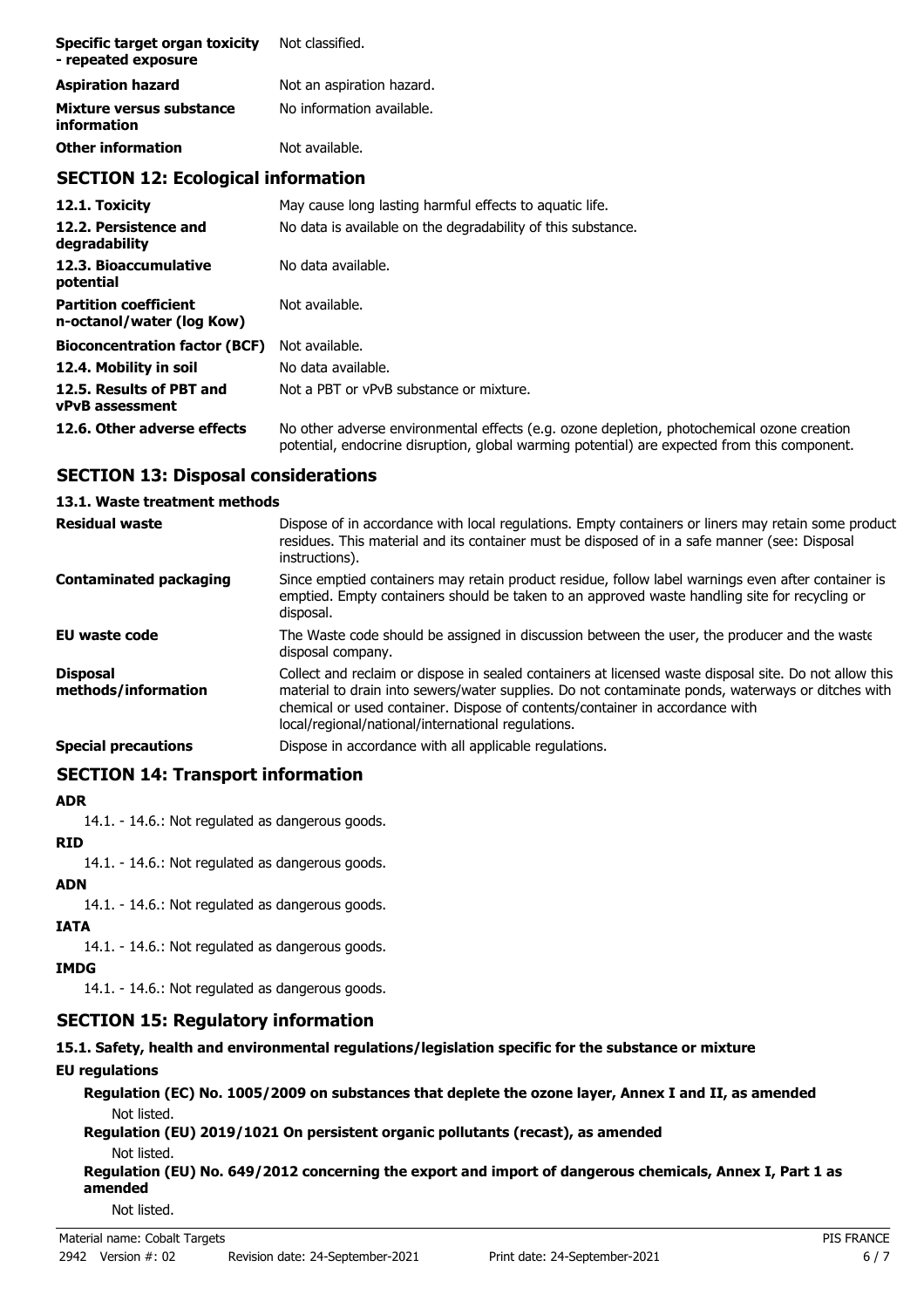| | |
|---|---|
| **Specific target organ toxicity - repeated exposure** | Not classified. |
| **Aspiration hazard** | Not an aspiration hazard. |
| **Mixture versus substance information** | No information available. |
| **Other information** | Not available. |

## SECTION 12: Ecological information

| | |
|---|---|
| **12.1. Toxicity** | May cause long lasting harmful effects to aquatic life. |
| **12.2. Persistence and degradability** | No data is available on the degradability of this substance. |
| **12.3. Bioaccumulative potential** | No data available. |
| **Partition coefficient n-octanol/water (log Kow)** | Not available. |
| **Bioconcentration factor (BCF)** | Not available. |
| **12.4. Mobility in soil** | No data available. |
| **12.5. Results of PBT and vPvB assessment** | Not a PBT or vPvB substance or mixture. |
| **12.6. Other adverse effects** | No other adverse environmental effects (e.g. ozone depletion, photochemical ozone creation potential, endocrine disruption, global warming potential) are expected from this component. |

## SECTION 13: Disposal considerations

### 13.1. Waste treatment methods

| | |
|---|---|
| **Residual waste** | Dispose of in accordance with local regulations. Empty containers or liners may retain some product residues. This material and its container must be disposed of in a safe manner (see: Disposal instructions). |
| **Contaminated packaging** | Since emptied containers may retain product residue, follow label warnings even after container is emptied. Empty containers should be taken to an approved waste handling site for recycling or disposal. |
| **EU waste code** | The Waste code should be assigned in discussion between the user, the producer and the waste disposal company. |
| **Disposal methods/information** | Collect and reclaim or dispose in sealed containers at licensed waste disposal site. Do not allow this material to drain into sewers/water supplies. Do not contaminate ponds, waterways or ditches with chemical or used container. Dispose of contents/container in accordance with local/regional/national/international regulations. |
| **Special precautions** | Dispose in accordance with all applicable regulations. |

## SECTION 14: Transport information

**ADR**

14.1. - 14.6.: Not regulated as dangerous goods.

**RID**

14.1. - 14.6.: Not regulated as dangerous goods.

**ADN**

14.1. - 14.6.: Not regulated as dangerous goods.

**IATA**

14.1. - 14.6.: Not regulated as dangerous goods.

**IMDG**

14.1. - 14.6.: Not regulated as dangerous goods.

## SECTION 15: Regulatory information

### 15.1. Safety, health and environmental regulations/legislation specific for the substance or mixture

**EU regulations**

**Regulation (EC) No. 1005/2009 on substances that deplete the ozone layer, Annex I and II, as amended**

Not listed.

**Regulation (EU) 2019/1021 On persistent organic pollutants (recast), as amended**

Not listed.

**Regulation (EU) No. 649/2012 concerning the export and import of dangerous chemicals, Annex I, Part 1 as amended**

Not listed.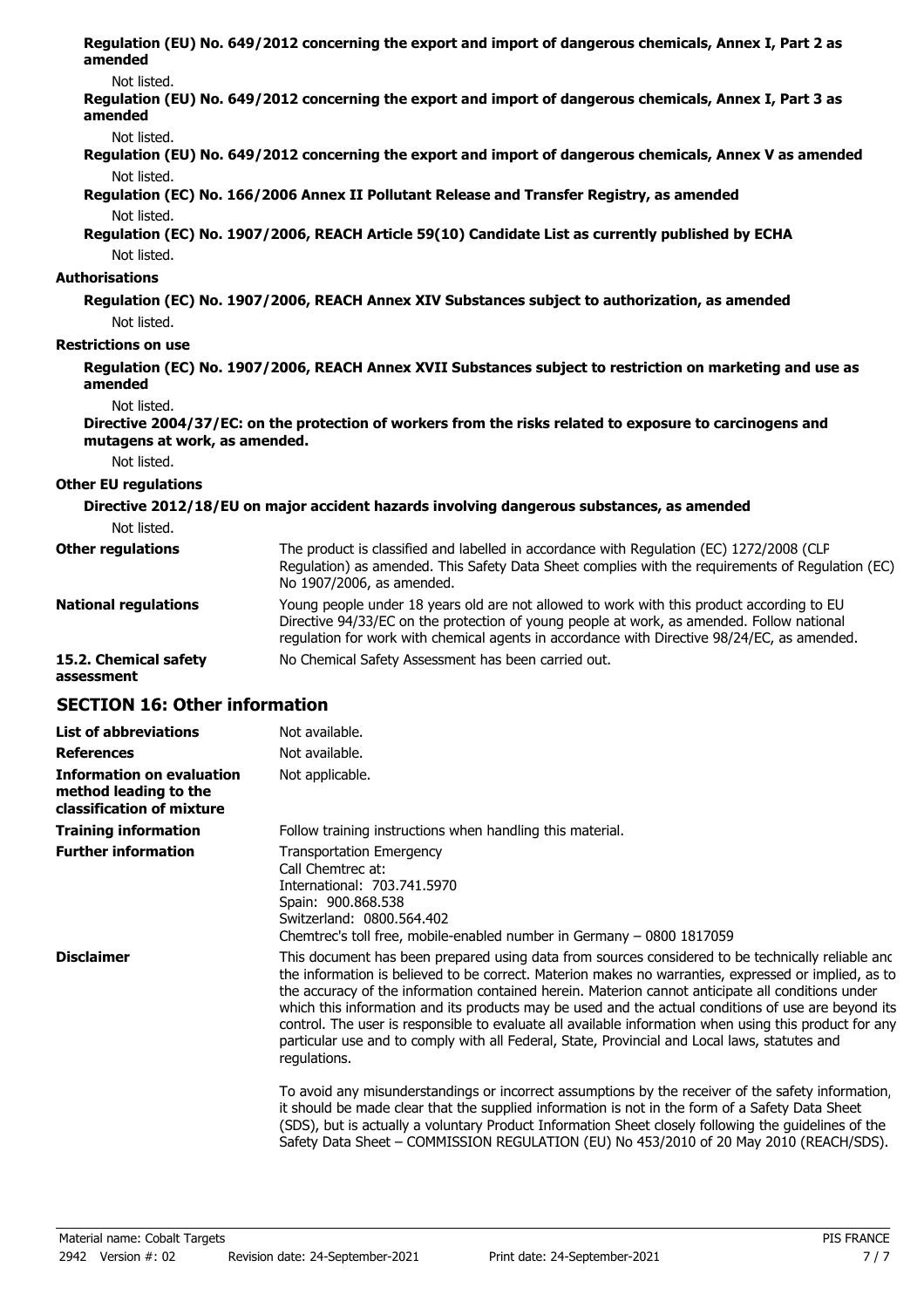**Regulation (EU) No. 649/2012 concerning the export and import of dangerous chemicals, Annex I, Part 2 as amended**

Not listed.

**Regulation (EU) No. 649/2012 concerning the export and import of dangerous chemicals, Annex I, Part 3 as amended**

Not listed.

**Regulation (EU) No. 649/2012 concerning the export and import of dangerous chemicals, Annex V as amended**

Not listed.

**Regulation (EC) No. 166/2006 Annex II Pollutant Release and Transfer Registry, as amended**

Not listed.

**Regulation (EC) No. 1907/2006, REACH Article 59(10) Candidate List as currently published by ECHA**

Not listed.

**Authorisations**

**Regulation (EC) No. 1907/2006, REACH Annex XIV Substances subject to authorization, as amended**

Not listed.

**Restrictions on use**

**Regulation (EC) No. 1907/2006, REACH Annex XVII Substances subject to restriction on marketing and use as amended**

Not listed.

**Directive 2004/37/EC: on the protection of workers from the risks related to exposure to carcinogens and mutagens at work, as amended.**

Not listed.

**Other EU regulations**

**Directive 2012/18/EU on major accident hazards involving dangerous substances, as amended**

Not listed.

**Other regulations** The product is classified and labelled in accordance with Regulation (EC) 1272/2008 (CLP Regulation) as amended. This Safety Data Sheet complies with the requirements of Regulation (EC) No 1907/2006, as amended.

**National regulations** Young people under 18 years old are not allowed to work with this product according to EU Directive 94/33/EC on the protection of young people at work, as amended. Follow national regulation for work with chemical agents in accordance with Directive 98/24/EC, as amended.

**15.2. Chemical safety assessment** No Chemical Safety Assessment has been carried out.

## SECTION 16: Other information

**List of abbreviations** Not available.

**References** Not available.

**Information on evaluation method leading to the classification of mixture** Not applicable.

**Training information** Follow training instructions when handling this material.

**Further information** Transportation Emergency
Call Chemtrec at:
International: 703.741.5970
Spain: 900.868.538
Switzerland: 0800.564.402
Chemtrec's toll free, mobile-enabled number in Germany – 0800 1817059

**Disclaimer** This document has been prepared using data from sources considered to be technically reliable and the information is believed to be correct. Materion makes no warranties, expressed or implied, as to the accuracy of the information contained herein. Materion cannot anticipate all conditions under which this information and its products may be used and the actual conditions of use are beyond its control. The user is responsible to evaluate all available information when using this product for any particular use and to comply with all Federal, State, Provincial and Local laws, statutes and regulations.

To avoid any misunderstandings or incorrect assumptions by the receiver of the safety information, it should be made clear that the supplied information is not in the form of a Safety Data Sheet (SDS), but is actually a voluntary Product Information Sheet closely following the guidelines of the Safety Data Sheet – COMMISSION REGULATION (EU) No 453/2010 of 20 May 2010 (REACH/SDS).